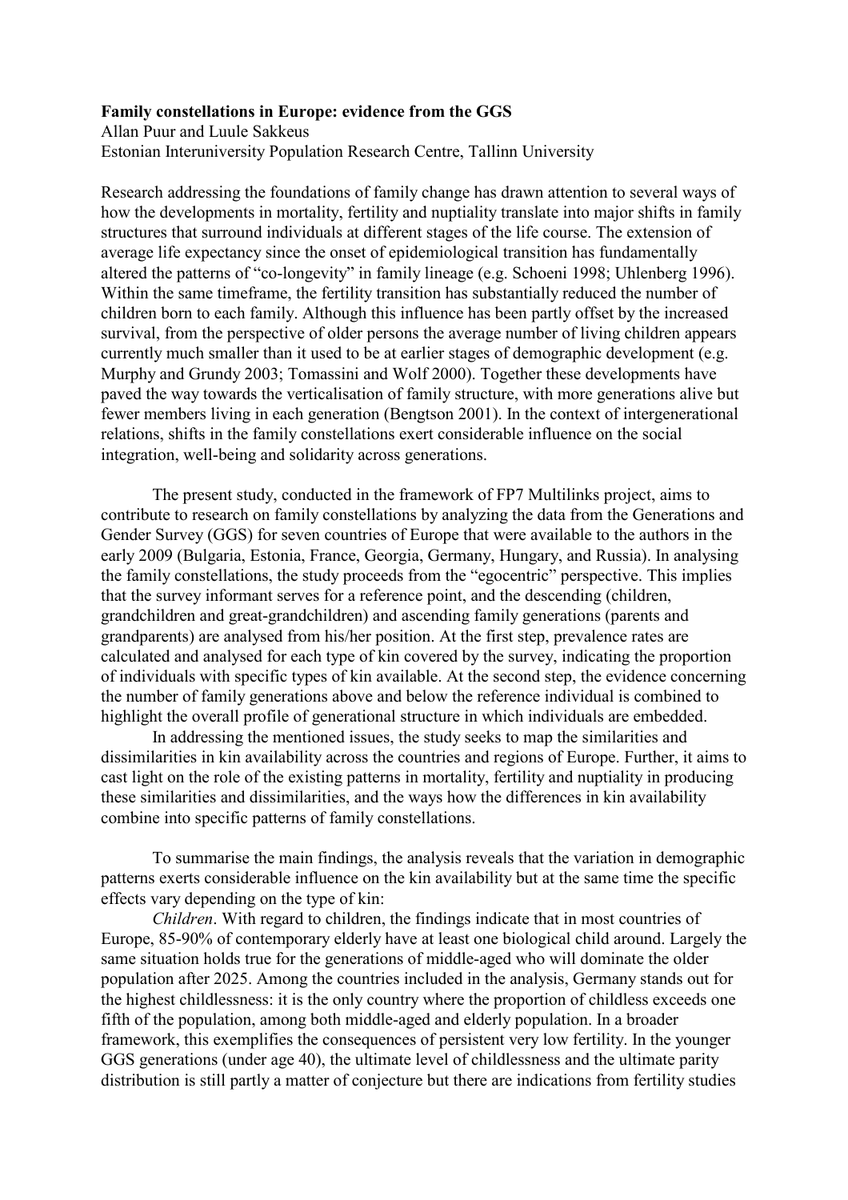**Family constellations in Europe: evidence from the GGS**

Allan Puur and Luule Sakkeus

Estonian Interuniversity Population Research Centre, Tallinn University

Research addressing the foundations of family change has drawn attention to several ways of how the developments in mortality, fertility and nuptiality translate into major shifts in family structures that surround individuals at different stages of the life course. The extension of average life expectancy since the onset of epidemiological transition has fundamentally altered the patterns of "co-longevity" in family lineage (e.g. Schoeni 1998; Uhlenberg 1996). Within the same timeframe, the fertility transition has substantially reduced the number of children born to each family. Although this influence has been partly offset by the increased survival, from the perspective of older persons the average number of living children appears currently much smaller than it used to be at earlier stages of demographic development (e.g. Murphy and Grundy 2003; Tomassini and Wolf 2000). Together these developments have paved the way towards the verticalisation of family structure, with more generations alive but fewer members living in each generation (Bengtson 2001). In the context of intergenerational relations, shifts in the family constellations exert considerable influence on the social integration, well-being and solidarity across generations.

The present study, conducted in the framework of FP7 Multilinks project, aims to contribute to research on family constellations by analyzing the data from the Generations and Gender Survey (GGS) for seven countries of Europe that were available to the authors in the early 2009 (Bulgaria, Estonia, France, Georgia, Germany, Hungary, and Russia). In analysing the family constellations, the study proceeds from the "egocentric" perspective. This implies that the survey informant serves for a reference point, and the descending (children, grandchildren and great-grandchildren) and ascending family generations (parents and grandparents) are analysed from his/her position. At the first step, prevalence rates are calculated and analysed for each type of kin covered by the survey, indicating the proportion of individuals with specific types of kin available. At the second step, the evidence concerning the number of family generations above and below the reference individual is combined to highlight the overall profile of generational structure in which individuals are embedded.

In addressing the mentioned issues, the study seeks to map the similarities and dissimilarities in kin availability across the countries and regions of Europe. Further, it aims to cast light on the role of the existing patterns in mortality, fertility and nuptiality in producing these similarities and dissimilarities, and the ways how the differences in kin availability combine into specific patterns of family constellations.

To summarise the main findings, the analysis reveals that the variation in demographic patterns exerts considerable influence on the kin availability but at the same time the specific effects vary depending on the type of kin:

*Children*. With regard to children, the findings indicate that in most countries of Europe, 85-90% of contemporary elderly have at least one biological child around. Largely the same situation holds true for the generations of middle-aged who will dominate the older population after 2025. Among the countries included in the analysis, Germany stands out for the highest childlessness: it is the only country where the proportion of childless exceeds one fifth of the population, among both middle-aged and elderly population. In a broader framework, this exemplifies the consequences of persistent very low fertility. In the younger GGS generations (under age 40), the ultimate level of childlessness and the ultimate parity distribution is still partly a matter of conjecture but there are indications from fertility studies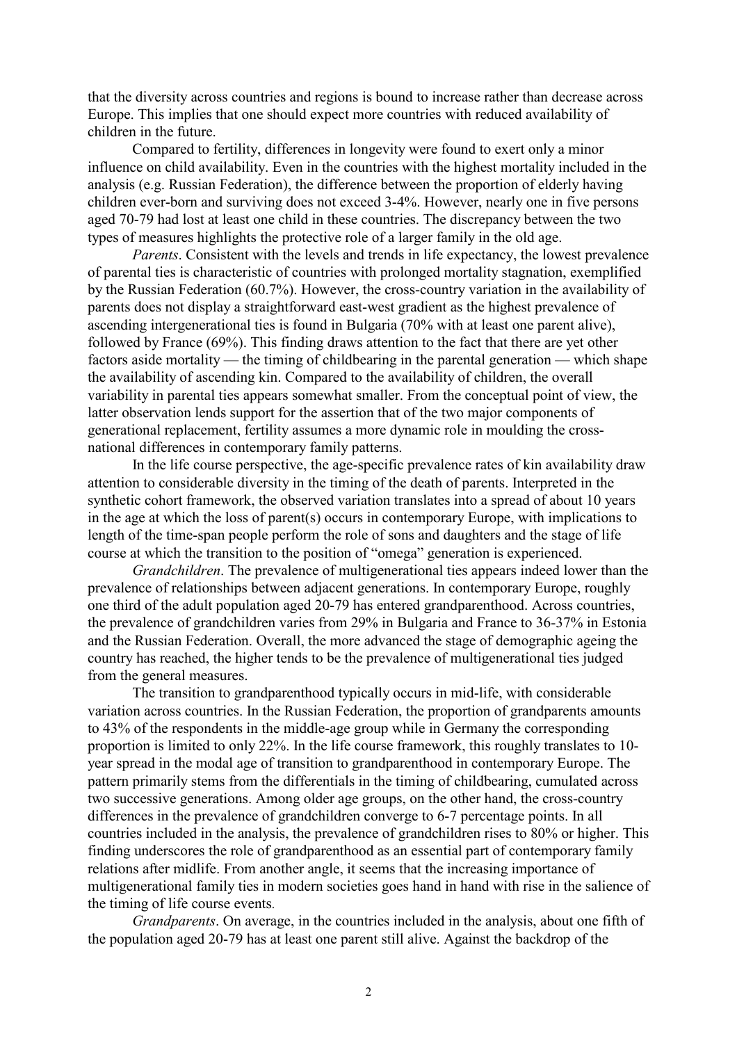that the diversity across countries and regions is bound to increase rather than decrease across Europe. This implies that one should expect more countries with reduced availability of children in the future.

Compared to fertility, differences in longevity were found to exert only a minor influence on child availability. Even in the countries with the highest mortality included in the analysis (e.g. Russian Federation), the difference between the proportion of elderly having children ever-born and surviving does not exceed 3-4%. However, nearly one in five persons aged 70-79 had lost at least one child in these countries. The discrepancy between the two types of measures highlights the protective role of a larger family in the old age.

*Parents*. Consistent with the levels and trends in life expectancy, the lowest prevalence of parental ties is characteristic of countries with prolonged mortality stagnation, exemplified by the Russian Federation (60.7%). However, the cross-country variation in the availability of parents does not display a straightforward east-west gradient as the highest prevalence of ascending intergenerational ties is found in Bulgaria (70% with at least one parent alive), followed by France (69%). This finding draws attention to the fact that there are yet other factors aside mortality — the timing of childbearing in the parental generation — which shape the availability of ascending kin. Compared to the availability of children, the overall variability in parental ties appears somewhat smaller. From the conceptual point of view, the latter observation lends support for the assertion that of the two major components of generational replacement, fertility assumes a more dynamic role in moulding the cross-national differences in contemporary family patterns.

In the life course perspective, the age-specific prevalence rates of kin availability draw attention to considerable diversity in the timing of the death of parents. Interpreted in the synthetic cohort framework, the observed variation translates into a spread of about 10 years in the age at which the loss of parent(s) occurs in contemporary Europe, with implications to length of the time-span people perform the role of sons and daughters and the stage of life course at which the transition to the position of "omega" generation is experienced.

*Grandchildren*. The prevalence of multigenerational ties appears indeed lower than the prevalence of relationships between adjacent generations. In contemporary Europe, roughly one third of the adult population aged 20-79 has entered grandparenthood. Across countries, the prevalence of grandchildren varies from 29% in Bulgaria and France to 36-37% in Estonia and the Russian Federation. Overall, the more advanced the stage of demographic ageing the country has reached, the higher tends to be the prevalence of multigenerational ties judged from the general measures.

The transition to grandparenthood typically occurs in mid-life, with considerable variation across countries. In the Russian Federation, the proportion of grandparents amounts to 43% of the respondents in the middle-age group while in Germany the corresponding proportion is limited to only 22%. In the life course framework, this roughly translates to 10-year spread in the modal age of transition to grandparenthood in contemporary Europe. The pattern primarily stems from the differentials in the timing of childbearing, cumulated across two successive generations. Among older age groups, on the other hand, the cross-country differences in the prevalence of grandchildren converge to 6-7 percentage points. In all countries included in the analysis, the prevalence of grandchildren rises to 80% or higher. This finding underscores the role of grandparenthood as an essential part of contemporary family relations after midlife. From another angle, it seems that the increasing importance of multigenerational family ties in modern societies goes hand in hand with rise in the salience of the timing of life course events.

*Grandparents*. On average, in the countries included in the analysis, about one fifth of the population aged 20-79 has at least one parent still alive. Against the backdrop of the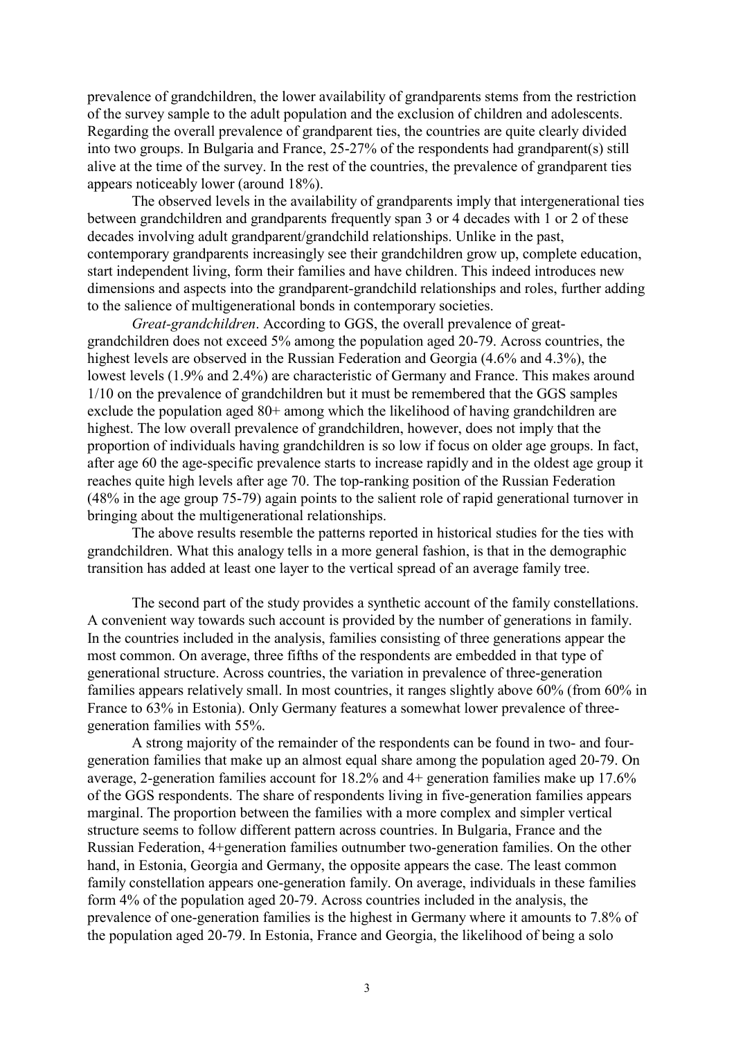prevalence of grandchildren, the lower availability of grandparents stems from the restriction of the survey sample to the adult population and the exclusion of children and adolescents. Regarding the overall prevalence of grandparent ties, the countries are quite clearly divided into two groups. In Bulgaria and France, 25-27% of the respondents had grandparent(s) still alive at the time of the survey. In the rest of the countries, the prevalence of grandparent ties appears noticeably lower (around 18%).

The observed levels in the availability of grandparents imply that intergenerational ties between grandchildren and grandparents frequently span 3 or 4 decades with 1 or 2 of these decades involving adult grandparent/grandchild relationships. Unlike in the past, contemporary grandparents increasingly see their grandchildren grow up, complete education, start independent living, form their families and have children. This indeed introduces new dimensions and aspects into the grandparent-grandchild relationships and roles, further adding to the salience of multigenerational bonds in contemporary societies.

*Great-grandchildren*. According to GGS, the overall prevalence of great-grandchildren does not exceed 5% among the population aged 20-79. Across countries, the highest levels are observed in the Russian Federation and Georgia (4.6% and 4.3%), the lowest levels (1.9% and 2.4%) are characteristic of Germany and France. This makes around 1/10 on the prevalence of grandchildren but it must be remembered that the GGS samples exclude the population aged 80+ among which the likelihood of having grandchildren are highest. The low overall prevalence of grandchildren, however, does not imply that the proportion of individuals having grandchildren is so low if focus on older age groups. In fact, after age 60 the age-specific prevalence starts to increase rapidly and in the oldest age group it reaches quite high levels after age 70. The top-ranking position of the Russian Federation (48% in the age group 75-79) again points to the salient role of rapid generational turnover in bringing about the multigenerational relationships.

The above results resemble the patterns reported in historical studies for the ties with grandchildren. What this analogy tells in a more general fashion, is that in the demographic transition has added at least one layer to the vertical spread of an average family tree.

The second part of the study provides a synthetic account of the family constellations. A convenient way towards such account is provided by the number of generations in family. In the countries included in the analysis, families consisting of three generations appear the most common. On average, three fifths of the respondents are embedded in that type of generational structure. Across countries, the variation in prevalence of three-generation families appears relatively small. In most countries, it ranges slightly above 60% (from 60% in France to 63% in Estonia). Only Germany features a somewhat lower prevalence of three-generation families with 55%.

A strong majority of the remainder of the respondents can be found in two- and four-generation families that make up an almost equal share among the population aged 20-79. On average, 2-generation families account for 18.2% and 4+ generation families make up 17.6% of the GGS respondents. The share of respondents living in five-generation families appears marginal. The proportion between the families with a more complex and simpler vertical structure seems to follow different pattern across countries. In Bulgaria, France and the Russian Federation, 4+generation families outnumber two-generation families. On the other hand, in Estonia, Georgia and Germany, the opposite appears the case. The least common family constellation appears one-generation family. On average, individuals in these families form 4% of the population aged 20-79. Across countries included in the analysis, the prevalence of one-generation families is the highest in Germany where it amounts to 7.8% of the population aged 20-79. In Estonia, France and Georgia, the likelihood of being a solo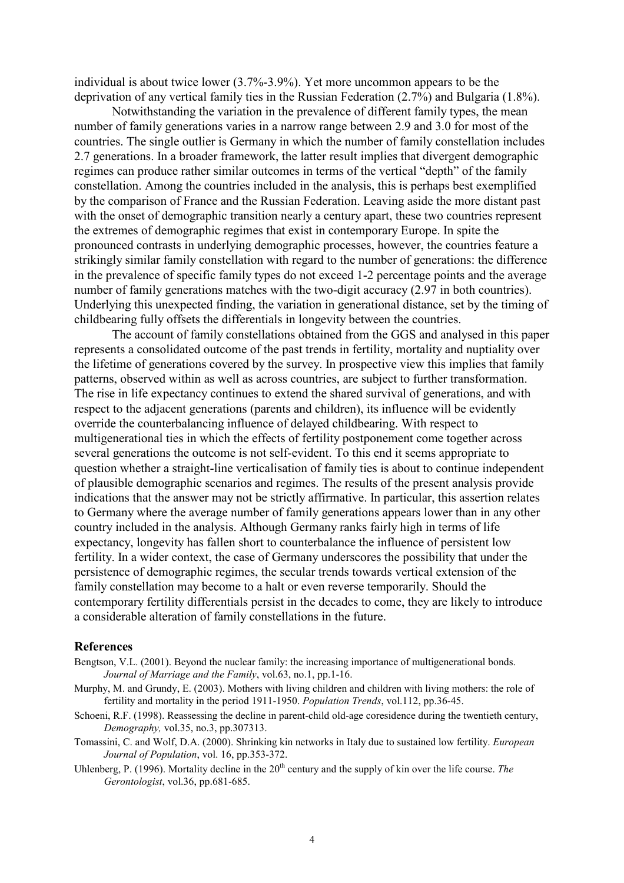individual is about twice lower (3.7%-3.9%). Yet more uncommon appears to be the deprivation of any vertical family ties in the Russian Federation (2.7%) and Bulgaria (1.8%).

Notwithstanding the variation in the prevalence of different family types, the mean number of family generations varies in a narrow range between 2.9 and 3.0 for most of the countries. The single outlier is Germany in which the number of family constellation includes 2.7 generations. In a broader framework, the latter result implies that divergent demographic regimes can produce rather similar outcomes in terms of the vertical "depth" of the family constellation. Among the countries included in the analysis, this is perhaps best exemplified by the comparison of France and the Russian Federation. Leaving aside the more distant past with the onset of demographic transition nearly a century apart, these two countries represent the extremes of demographic regimes that exist in contemporary Europe. In spite the pronounced contrasts in underlying demographic processes, however, the countries feature a strikingly similar family constellation with regard to the number of generations: the difference in the prevalence of specific family types do not exceed 1-2 percentage points and the average number of family generations matches with the two-digit accuracy (2.97 in both countries). Underlying this unexpected finding, the variation in generational distance, set by the timing of childbearing fully offsets the differentials in longevity between the countries.

The account of family constellations obtained from the GGS and analysed in this paper represents a consolidated outcome of the past trends in fertility, mortality and nuptiality over the lifetime of generations covered by the survey. In prospective view this implies that family patterns, observed within as well as across countries, are subject to further transformation. The rise in life expectancy continues to extend the shared survival of generations, and with respect to the adjacent generations (parents and children), its influence will be evidently override the counterbalancing influence of delayed childbearing. With respect to multigenerational ties in which the effects of fertility postponement come together across several generations the outcome is not self-evident. To this end it seems appropriate to question whether a straight-line verticalisation of family ties is about to continue independent of plausible demographic scenarios and regimes. The results of the present analysis provide indications that the answer may not be strictly affirmative. In particular, this assertion relates to Germany where the average number of family generations appears lower than in any other country included in the analysis. Although Germany ranks fairly high in terms of life expectancy, longevity has fallen short to counterbalance the influence of persistent low fertility. In a wider context, the case of Germany underscores the possibility that under the persistence of demographic regimes, the secular trends towards vertical extension of the family constellation may become to a halt or even reverse temporarily. Should the contemporary fertility differentials persist in the decades to come, they are likely to introduce a considerable alteration of family constellations in the future.

## References

Bengtson, V.L. (2001). Beyond the nuclear family: the increasing importance of multigenerational bonds. *Journal of Marriage and the Family*, vol.63, no.1, pp.1-16.

Murphy, M. and Grundy, E. (2003). Mothers with living children and children with living mothers: the role of fertility and mortality in the period 1911-1950. *Population Trends*, vol.112, pp.36-45.

Schoeni, R.F. (1998). Reassessing the decline in parent-child old-age coresidence during the twentieth century, *Demography,* vol.35, no.3, pp.307313.

Tomassini, C. and Wolf, D.A. (2000). Shrinking kin networks in Italy due to sustained low fertility. *European Journal of Population*, vol. 16, pp.353-372.

Uhlenberg, P. (1996). Mortality decline in the 20th century and the supply of kin over the life course. *The Gerontologist*, vol.36, pp.681-685.